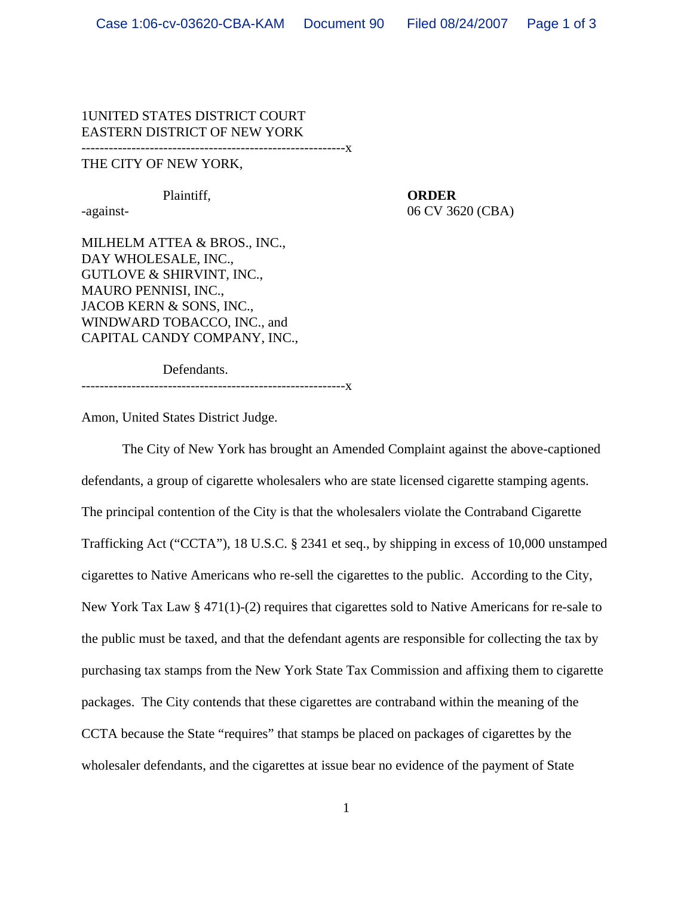1UNITED STATES DISTRICT COURT
EASTERN DISTRICT OF NEW YORK

----------------------------------------------------------x

THE CITY OF NEW YORK,

Plaintiff,

-against-

**ORDER**
06 CV 3620 (CBA)

MILHELM ATTEA & BROS., INC.,
DAY WHOLESALE, INC.,
GUTLOVE & SHIRVINT, INC.,
MAURO PENNISI, INC.,
JACOB KERN & SONS, INC.,
WINDWARD TOBACCO, INC., and
CAPITAL CANDY COMPANY, INC.,

Defendants.

----------------------------------------------------------x

Amon, United States District Judge.

The City of New York has brought an Amended Complaint against the above-captioned defendants, a group of cigarette wholesalers who are state licensed cigarette stamping agents. The principal contention of the City is that the wholesalers violate the Contraband Cigarette Trafficking Act ("CCTA"), 18 U.S.C. § 2341 et seq., by shipping in excess of 10,000 unstamped cigarettes to Native Americans who re-sell the cigarettes to the public. According to the City, New York Tax Law § 471(1)-(2) requires that cigarettes sold to Native Americans for re-sale to the public must be taxed, and that the defendant agents are responsible for collecting the tax by purchasing tax stamps from the New York State Tax Commission and affixing them to cigarette packages. The City contends that these cigarettes are contraband within the meaning of the CCTA because the State "requires" that stamps be placed on packages of cigarettes by the wholesaler defendants, and the cigarettes at issue bear no evidence of the payment of State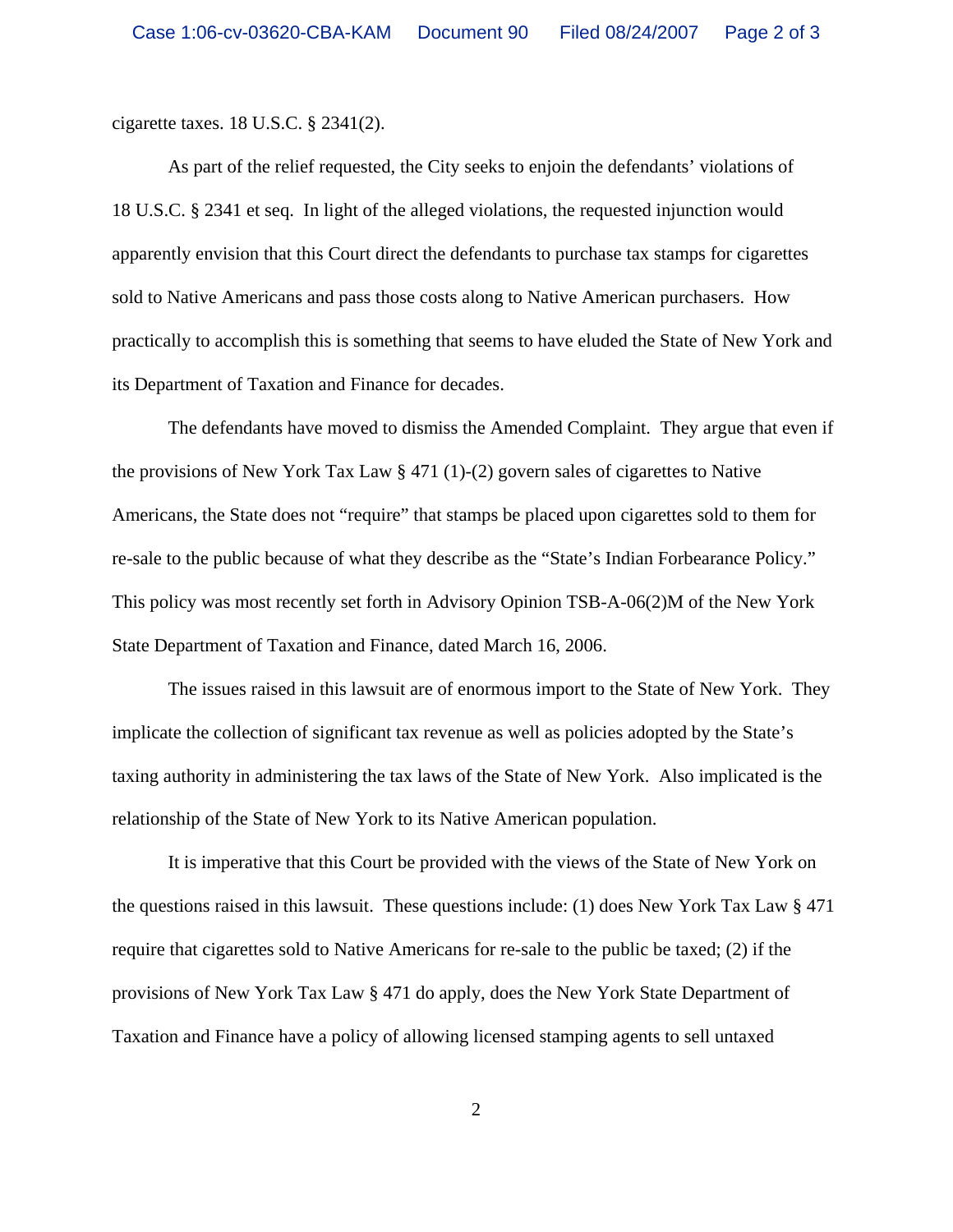cigarette taxes. 18 U.S.C. § 2341(2).

As part of the relief requested, the City seeks to enjoin the defendants' violations of 18 U.S.C. § 2341 et seq. In light of the alleged violations, the requested injunction would apparently envision that this Court direct the defendants to purchase tax stamps for cigarettes sold to Native Americans and pass those costs along to Native American purchasers. How practically to accomplish this is something that seems to have eluded the State of New York and its Department of Taxation and Finance for decades.

The defendants have moved to dismiss the Amended Complaint. They argue that even if the provisions of New York Tax Law § 471 (1)-(2) govern sales of cigarettes to Native Americans, the State does not "require" that stamps be placed upon cigarettes sold to them for re-sale to the public because of what they describe as the "State's Indian Forbearance Policy." This policy was most recently set forth in Advisory Opinion TSB-A-06(2)M of the New York State Department of Taxation and Finance, dated March 16, 2006.

The issues raised in this lawsuit are of enormous import to the State of New York. They implicate the collection of significant tax revenue as well as policies adopted by the State's taxing authority in administering the tax laws of the State of New York. Also implicated is the relationship of the State of New York to its Native American population.

It is imperative that this Court be provided with the views of the State of New York on the questions raised in this lawsuit. These questions include: (1) does New York Tax Law § 471 require that cigarettes sold to Native Americans for re-sale to the public be taxed; (2) if the provisions of New York Tax Law § 471 do apply, does the New York State Department of Taxation and Finance have a policy of allowing licensed stamping agents to sell untaxed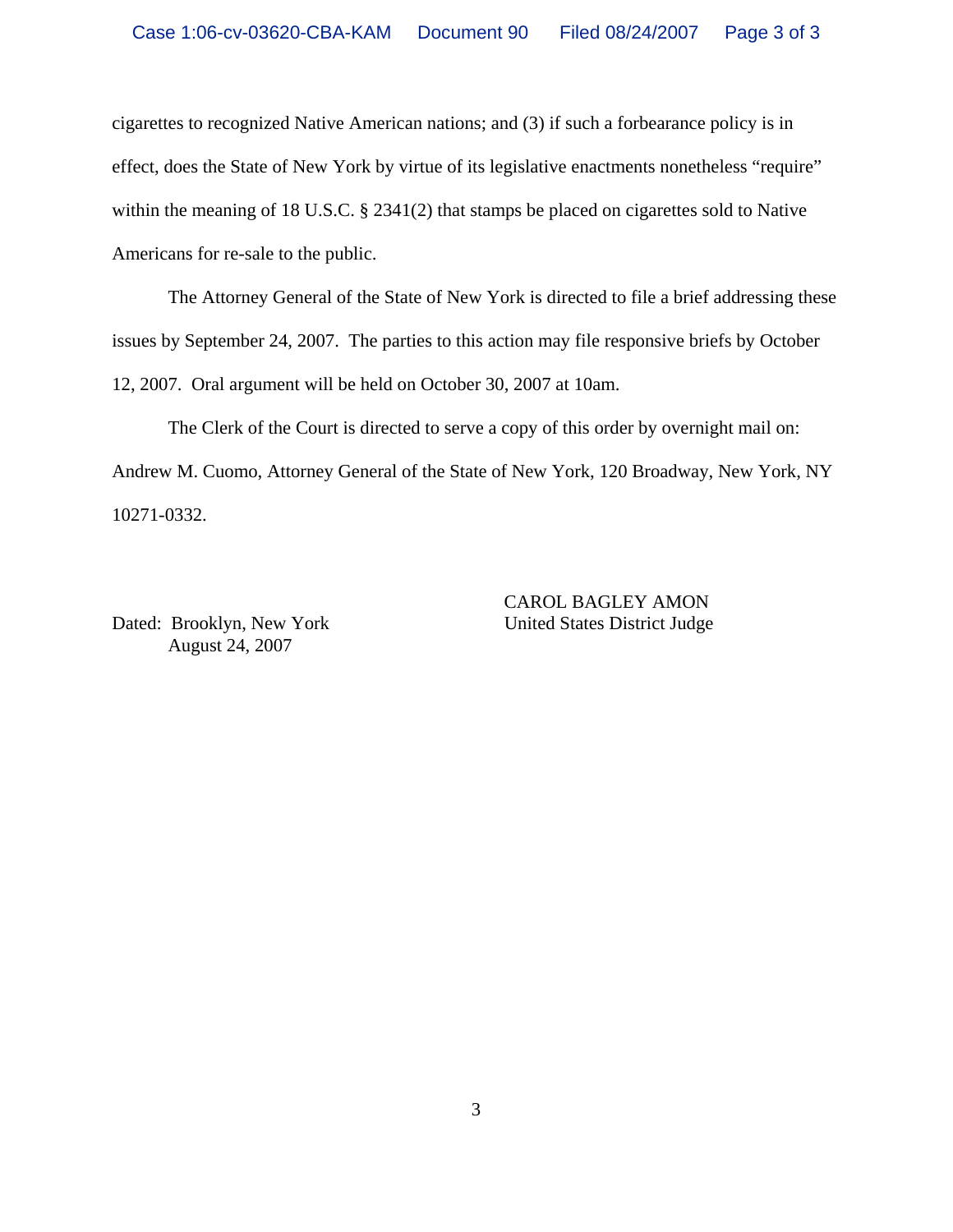cigarettes to recognized Native American nations; and (3) if such a forbearance policy is in effect, does the State of New York by virtue of its legislative enactments nonetheless "require" within the meaning of 18 U.S.C. § 2341(2) that stamps be placed on cigarettes sold to Native Americans for re-sale to the public.

The Attorney General of the State of New York is directed to file a brief addressing these issues by September 24, 2007. The parties to this action may file responsive briefs by October 12, 2007. Oral argument will be held on October 30, 2007 at 10am.

The Clerk of the Court is directed to serve a copy of this order by overnight mail on: Andrew M. Cuomo, Attorney General of the State of New York, 120 Broadway, New York, NY 10271-0332.

Dated: Brooklyn, New York
August 24, 2007

CAROL BAGLEY AMON
United States District Judge